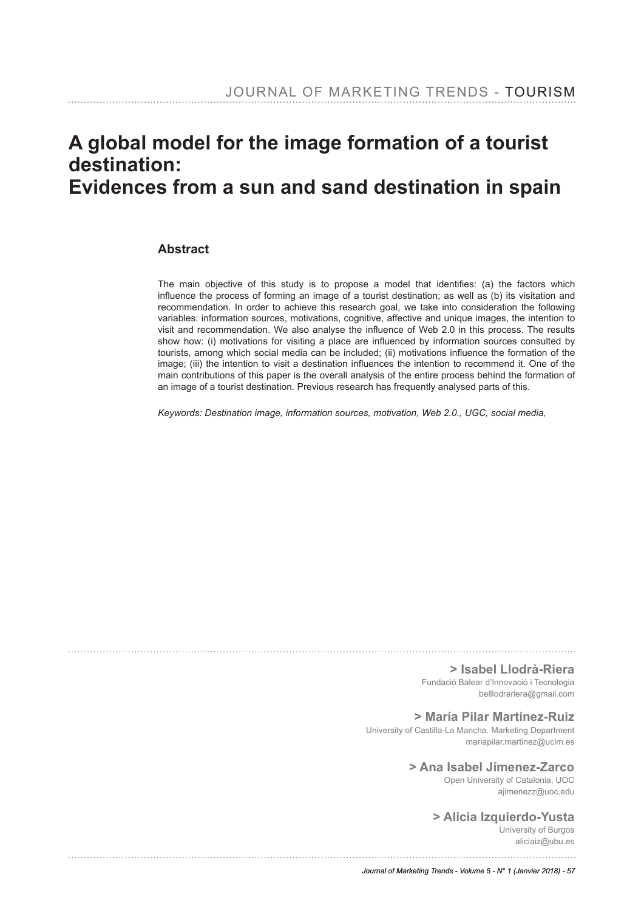# A global model for the image formation of a tourist destination: Evidences from a sun and sand destination in spain

## Abstract

The main objective of this study is to propose a model that identifies: (a) the factors which influence the process of forming an image of a tourist destination; as well as (b) its visitation and recommendation. In order to achieve this research goal, we take into consideration the following variables: information sources, motivations, cognitive, affective and unique images, the intention to visit and recommendation. We also analyse the influence of Web 2.0 in this process. The results show how: (i) motivations for visiting a place are influenced by information sources consulted by tourists, among which social media can be included; (ii) motivations influence the formation of the image; (iii) the intention to visit a destination influences the intention to recommend it. One of the main contributions of this paper is the overall analysis of the entire process behind the formation of an image of a tourist destination. Previous research has frequently analysed parts of this.

*Keywords: Destination image, information sources, motivation, Web 2.0., UGC, social media,*

---

**> Isabel Llodrà-Riera**
Fundació Balear d'Innovació i Tecnologia
belllodrariera@gmail.com

**> María Pilar Martínez-Ruiz**
University of Castilla-La Mancha. Marketing Department
mariapilar.martinez@uclm.es

**> Ana Isabel Jímenez-Zarco**
Open University of Catalonia, UOC
ajimenezz@uoc.edu

**> Alicia Izquierdo-Yusta**
University of Burgos
aliciaiz@ubu.es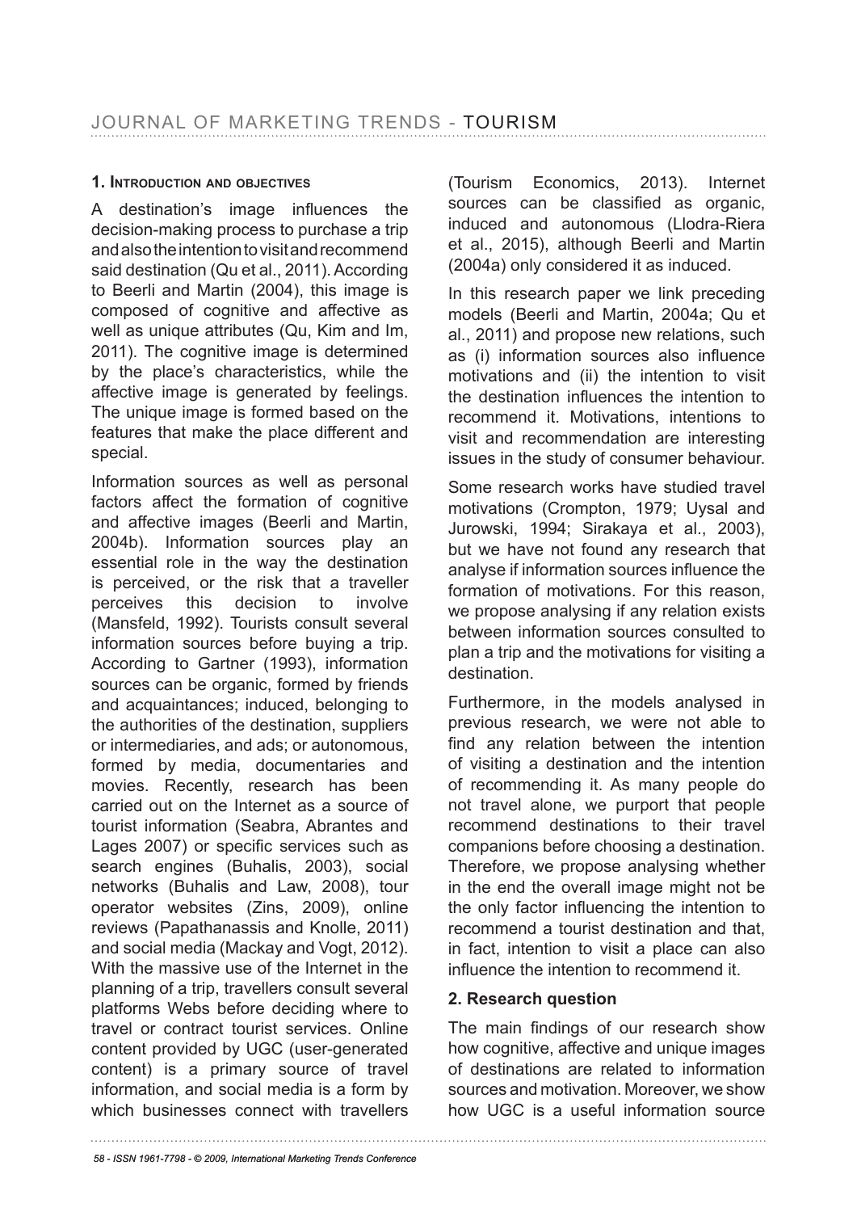## 1. Introduction and objectives

A destination's image influences the decision-making process to purchase a trip and also the intention to visit and recommend said destination (Qu et al., 2011). According to Beerli and Martin (2004), this image is composed of cognitive and affective as well as unique attributes (Qu, Kim and Im, 2011). The cognitive image is determined by the place's characteristics, while the affective image is generated by feelings. The unique image is formed based on the features that make the place different and special.

Information sources as well as personal factors affect the formation of cognitive and affective images (Beerli and Martin, 2004b). Information sources play an essential role in the way the destination is perceived, or the risk that a traveller perceives this decision to involve (Mansfeld, 1992). Tourists consult several information sources before buying a trip. According to Gartner (1993), information sources can be organic, formed by friends and acquaintances; induced, belonging to the authorities of the destination, suppliers or intermediaries, and ads; or autonomous, formed by media, documentaries and movies. Recently, research has been carried out on the Internet as a source of tourist information (Seabra, Abrantes and Lages 2007) or specific services such as search engines (Buhalis, 2003), social networks (Buhalis and Law, 2008), tour operator websites (Zins, 2009), online reviews (Papathanassis and Knolle, 2011) and social media (Mackay and Vogt, 2012). With the massive use of the Internet in the planning of a trip, travellers consult several platforms Webs before deciding where to travel or contract tourist services. Online content provided by UGC (user-generated content) is a primary source of travel information, and social media is a form by which businesses connect with travellers (Tourism Economics, 2013). Internet sources can be classified as organic, induced and autonomous (Llodra-Riera et al., 2015), although Beerli and Martin (2004a) only considered it as induced.

In this research paper we link preceding models (Beerli and Martin, 2004a; Qu et al., 2011) and propose new relations, such as (i) information sources also influence motivations and (ii) the intention to visit the destination influences the intention to recommend it. Motivations, intentions to visit and recommendation are interesting issues in the study of consumer behaviour.

Some research works have studied travel motivations (Crompton, 1979; Uysal and Jurowski, 1994; Sirakaya et al., 2003), but we have not found any research that analyse if information sources influence the formation of motivations. For this reason, we propose analysing if any relation exists between information sources consulted to plan a trip and the motivations for visiting a destination.

Furthermore, in the models analysed in previous research, we were not able to find any relation between the intention of visiting a destination and the intention of recommending it. As many people do not travel alone, we purport that people recommend destinations to their travel companions before choosing a destination. Therefore, we propose analysing whether in the end the overall image might not be the only factor influencing the intention to recommend a tourist destination and that, in fact, intention to visit a place can also influence the intention to recommend it.

## 2. Research question

The main findings of our research show how cognitive, affective and unique images of destinations are related to information sources and motivation. Moreover, we show how UGC is a useful information source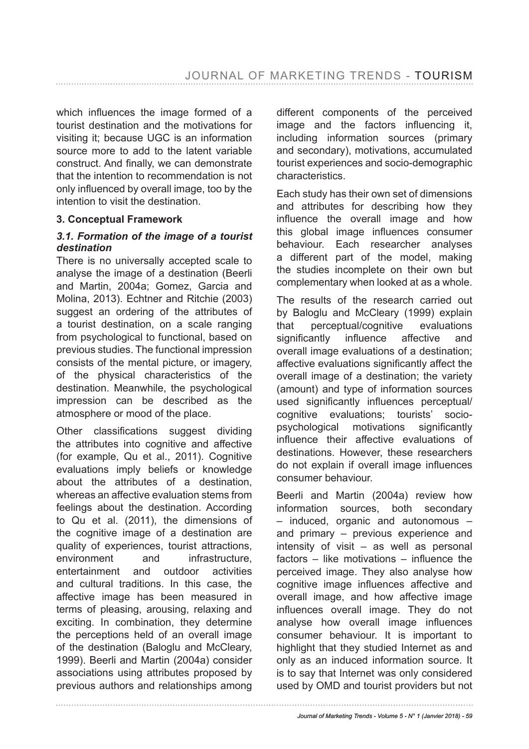which influences the image formed of a tourist destination and the motivations for visiting it; because UGC is an information source more to add to the latent variable construct. And finally, we can demonstrate that the intention to recommendation is not only influenced by overall image, too by the intention to visit the destination.

## 3. Conceptual Framework

### *3.1. Formation of the image of a tourist destination*

There is no universally accepted scale to analyse the image of a destination (Beerli and Martin, 2004a; Gomez, Garcia and Molina, 2013). Echtner and Ritchie (2003) suggest an ordering of the attributes of a tourist destination, on a scale ranging from psychological to functional, based on previous studies. The functional impression consists of the mental picture, or imagery, of the physical characteristics of the destination. Meanwhile, the psychological impression can be described as the atmosphere or mood of the place.

Other classifications suggest dividing the attributes into cognitive and affective (for example, Qu et al., 2011). Cognitive evaluations imply beliefs or knowledge about the attributes of a destination, whereas an affective evaluation stems from feelings about the destination. According to Qu et al. (2011), the dimensions of the cognitive image of a destination are quality of experiences, tourist attractions, environment and infrastructure, entertainment and outdoor activities and cultural traditions. In this case, the affective image has been measured in terms of pleasing, arousing, relaxing and exciting. In combination, they determine the perceptions held of an overall image of the destination (Baloglu and McCleary, 1999). Beerli and Martin (2004a) consider associations using attributes proposed by previous authors and relationships among different components of the perceived image and the factors influencing it, including information sources (primary and secondary), motivations, accumulated tourist experiences and socio-demographic characteristics.

Each study has their own set of dimensions and attributes for describing how they influence the overall image and how this global image influences consumer behaviour. Each researcher analyses a different part of the model, making the studies incomplete on their own but complementary when looked at as a whole.

The results of the research carried out by Baloglu and McCleary (1999) explain that perceptual/cognitive evaluations significantly influence affective and overall image evaluations of a destination; affective evaluations significantly affect the overall image of a destination; the variety (amount) and type of information sources used significantly influences perceptual/cognitive evaluations; tourists' socio-psychological motivations significantly influence their affective evaluations of destinations. However, these researchers do not explain if overall image influences consumer behaviour.

Beerli and Martin (2004a) review how information sources, both secondary – induced, organic and autonomous – and primary – previous experience and intensity of visit – as well as personal factors – like motivations – influence the perceived image. They also analyse how cognitive image influences affective and overall image, and how affective image influences overall image. They do not analyse how overall image influences consumer behaviour. It is important to highlight that they studied Internet as and only as an induced information source. It is to say that Internet was only considered used by OMD and tourist providers but not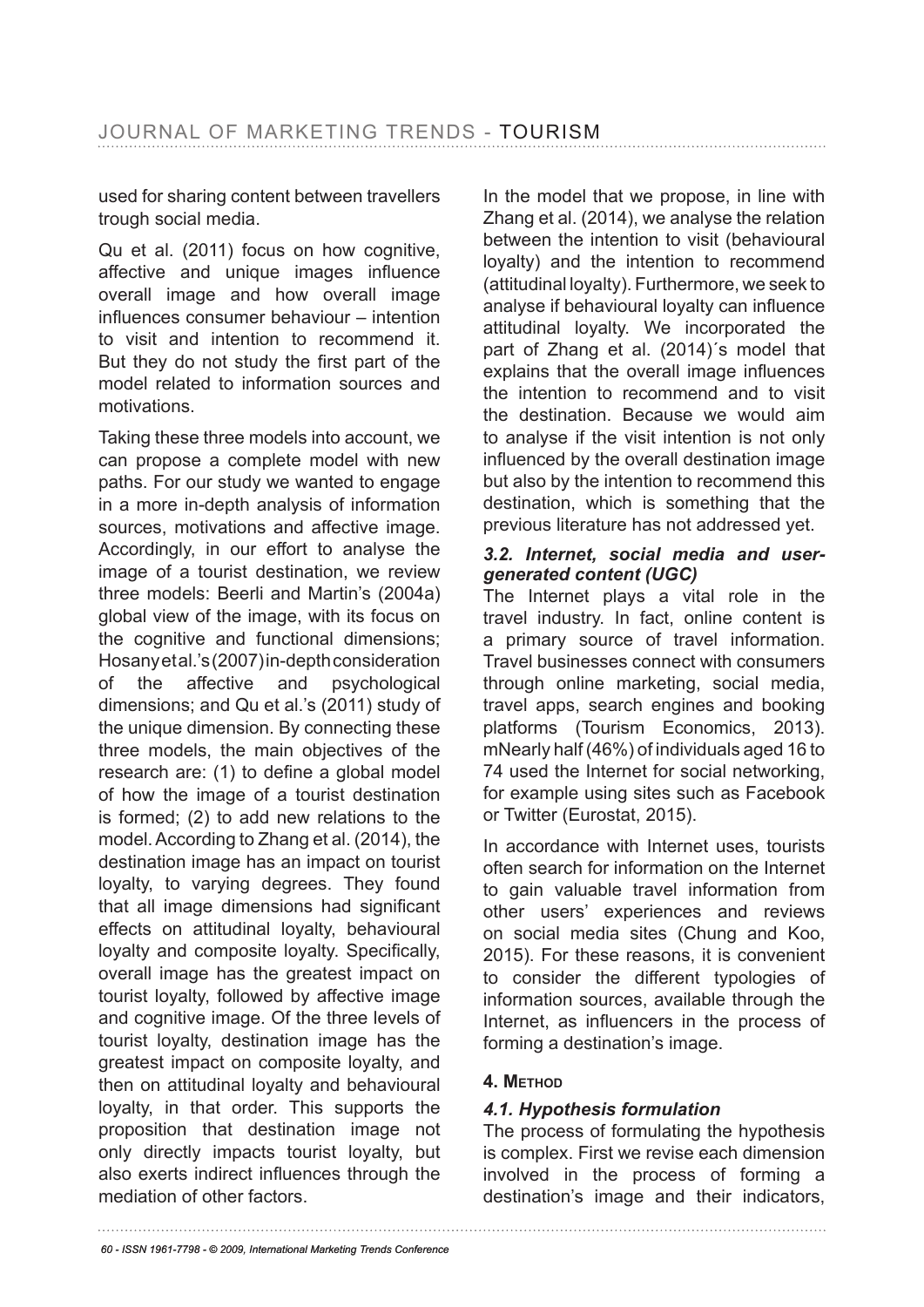used for sharing content between travellers trough social media.

Qu et al. (2011) focus on how cognitive, affective and unique images influence overall image and how overall image influences consumer behaviour – intention to visit and intention to recommend it. But they do not study the first part of the model related to information sources and motivations.

Taking these three models into account, we can propose a complete model with new paths. For our study we wanted to engage in a more in-depth analysis of information sources, motivations and affective image. Accordingly, in our effort to analyse the image of a tourist destination, we review three models: Beerli and Martin's (2004a) global view of the image, with its focus on the cognitive and functional dimensions; Hosany et al.'s (2007) in-depth consideration of the affective and psychological dimensions; and Qu et al.'s (2011) study of the unique dimension. By connecting these three models, the main objectives of the research are: (1) to define a global model of how the image of a tourist destination is formed; (2) to add new relations to the model. According to Zhang et al. (2014), the destination image has an impact on tourist loyalty, to varying degrees. They found that all image dimensions had significant effects on attitudinal loyalty, behavioural loyalty and composite loyalty. Specifically, overall image has the greatest impact on tourist loyalty, followed by affective image and cognitive image. Of the three levels of tourist loyalty, destination image has the greatest impact on composite loyalty, and then on attitudinal loyalty and behavioural loyalty, in that order. This supports the proposition that destination image not only directly impacts tourist loyalty, but also exerts indirect influences through the mediation of other factors.

In the model that we propose, in line with Zhang et al. (2014), we analyse the relation between the intention to visit (behavioural loyalty) and the intention to recommend (attitudinal loyalty). Furthermore, we seek to analyse if behavioural loyalty can influence attitudinal loyalty. We incorporated the part of Zhang et al. (2014)´s model that explains that the overall image influences the intention to recommend and to visit the destination. Because we would aim to analyse if the visit intention is not only influenced by the overall destination image but also by the intention to recommend this destination, which is something that the previous literature has not addressed yet.

### *3.2. Internet, social media and user-generated content (UGC)*

The Internet plays a vital role in the travel industry. In fact, online content is a primary source of travel information. Travel businesses connect with consumers through online marketing, social media, travel apps, search engines and booking platforms (Tourism Economics, 2013). mNearly half (46%) of individuals aged 16 to 74 used the Internet for social networking, for example using sites such as Facebook or Twitter (Eurostat, 2015).

In accordance with Internet uses, tourists often search for information on the Internet to gain valuable travel information from other users' experiences and reviews on social media sites (Chung and Koo, 2015). For these reasons, it is convenient to consider the different typologies of information sources, available through the Internet, as influencers in the process of forming a destination's image.

## 4. Method

### *4.1. Hypothesis formulation*

The process of formulating the hypothesis is complex. First we revise each dimension involved in the process of forming a destination's image and their indicators,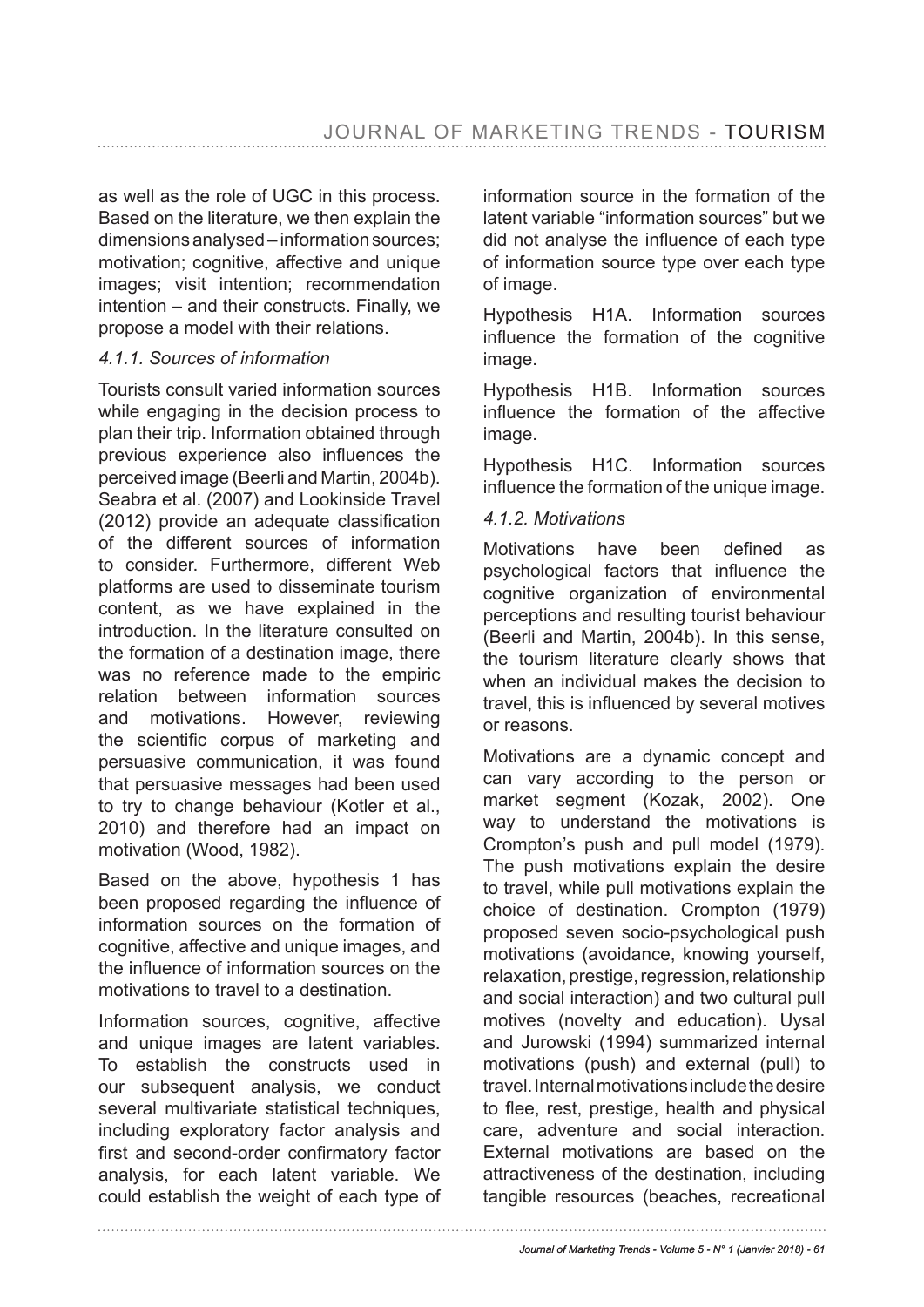as well as the role of UGC in this process. Based on the literature, we then explain the dimensions analysed – information sources; motivation; cognitive, affective and unique images; visit intention; recommendation intention – and their constructs. Finally, we propose a model with their relations.

### *4.1.1. Sources of information*

Tourists consult varied information sources while engaging in the decision process to plan their trip. Information obtained through previous experience also influences the perceived image (Beerli and Martin, 2004b). Seabra et al. (2007) and Lookinside Travel (2012) provide an adequate classification of the different sources of information to consider. Furthermore, different Web platforms are used to disseminate tourism content, as we have explained in the introduction. In the literature consulted on the formation of a destination image, there was no reference made to the empiric relation between information sources and motivations. However, reviewing the scientific corpus of marketing and persuasive communication, it was found that persuasive messages had been used to try to change behaviour (Kotler et al., 2010) and therefore had an impact on motivation (Wood, 1982).

Based on the above, hypothesis 1 has been proposed regarding the influence of information sources on the formation of cognitive, affective and unique images, and the influence of information sources on the motivations to travel to a destination.

Information sources, cognitive, affective and unique images are latent variables. To establish the constructs used in our subsequent analysis, we conduct several multivariate statistical techniques, including exploratory factor analysis and first and second-order confirmatory factor analysis, for each latent variable. We could establish the weight of each type of information source in the formation of the latent variable "information sources" but we did not analyse the influence of each type of information source type over each type of image.

Hypothesis H1A. Information sources influence the formation of the cognitive image.

Hypothesis H1B. Information sources influence the formation of the affective image.

Hypothesis H1C. Information sources influence the formation of the unique image.

### *4.1.2. Motivations*

Motivations have been defined as psychological factors that influence the cognitive organization of environmental perceptions and resulting tourist behaviour (Beerli and Martin, 2004b). In this sense, the tourism literature clearly shows that when an individual makes the decision to travel, this is influenced by several motives or reasons.

Motivations are a dynamic concept and can vary according to the person or market segment (Kozak, 2002). One way to understand the motivations is Crompton's push and pull model (1979). The push motivations explain the desire to travel, while pull motivations explain the choice of destination. Crompton (1979) proposed seven socio-psychological push motivations (avoidance, knowing yourself, relaxation, prestige, regression, relationship and social interaction) and two cultural pull motives (novelty and education). Uysal and Jurowski (1994) summarized internal motivations (push) and external (pull) to travel. Internal motivations include the desire to flee, rest, prestige, health and physical care, adventure and social interaction. External motivations are based on the attractiveness of the destination, including tangible resources (beaches, recreational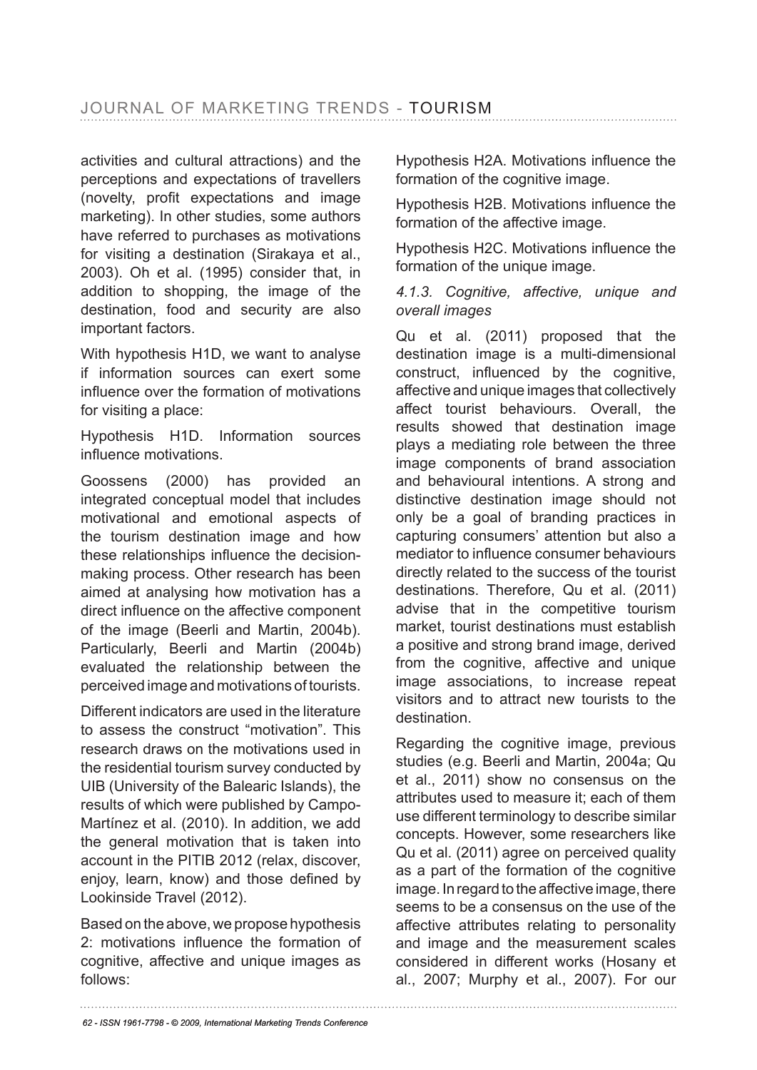activities and cultural attractions) and the perceptions and expectations of travellers (novelty, profit expectations and image marketing). In other studies, some authors have referred to purchases as motivations for visiting a destination (Sirakaya et al., 2003). Oh et al. (1995) consider that, in addition to shopping, the image of the destination, food and security are also important factors.

With hypothesis H1D, we want to analyse if information sources can exert some influence over the formation of motivations for visiting a place:

Hypothesis H1D. Information sources influence motivations.

Goossens (2000) has provided an integrated conceptual model that includes motivational and emotional aspects of the tourism destination image and how these relationships influence the decision-making process. Other research has been aimed at analysing how motivation has a direct influence on the affective component of the image (Beerli and Martin, 2004b). Particularly, Beerli and Martin (2004b) evaluated the relationship between the perceived image and motivations of tourists.

Different indicators are used in the literature to assess the construct "motivation". This research draws on the motivations used in the residential tourism survey conducted by UIB (University of the Balearic Islands), the results of which were published by Campo-Martínez et al. (2010). In addition, we add the general motivation that is taken into account in the PITIB 2012 (relax, discover, enjoy, learn, know) and those defined by Lookinside Travel (2012).

Based on the above, we propose hypothesis 2: motivations influence the formation of cognitive, affective and unique images as follows:

Hypothesis H2A. Motivations influence the formation of the cognitive image.

Hypothesis H2B. Motivations influence the formation of the affective image.

Hypothesis H2C. Motivations influence the formation of the unique image.

#### *4.1.3. Cognitive, affective, unique and overall images*

Qu et al. (2011) proposed that the destination image is a multi-dimensional construct, influenced by the cognitive, affective and unique images that collectively affect tourist behaviours. Overall, the results showed that destination image plays a mediating role between the three image components of brand association and behavioural intentions. A strong and distinctive destination image should not only be a goal of branding practices in capturing consumers' attention but also a mediator to influence consumer behaviours directly related to the success of the tourist destinations. Therefore, Qu et al. (2011) advise that in the competitive tourism market, tourist destinations must establish a positive and strong brand image, derived from the cognitive, affective and unique image associations, to increase repeat visitors and to attract new tourists to the destination.

Regarding the cognitive image, previous studies (e.g. Beerli and Martin, 2004a; Qu et al., 2011) show no consensus on the attributes used to measure it; each of them use different terminology to describe similar concepts. However, some researchers like Qu et al. (2011) agree on perceived quality as a part of the formation of the cognitive image. In regard to the affective image, there seems to be a consensus on the use of the affective attributes relating to personality and image and the measurement scales considered in different works (Hosany et al., 2007; Murphy et al., 2007). For our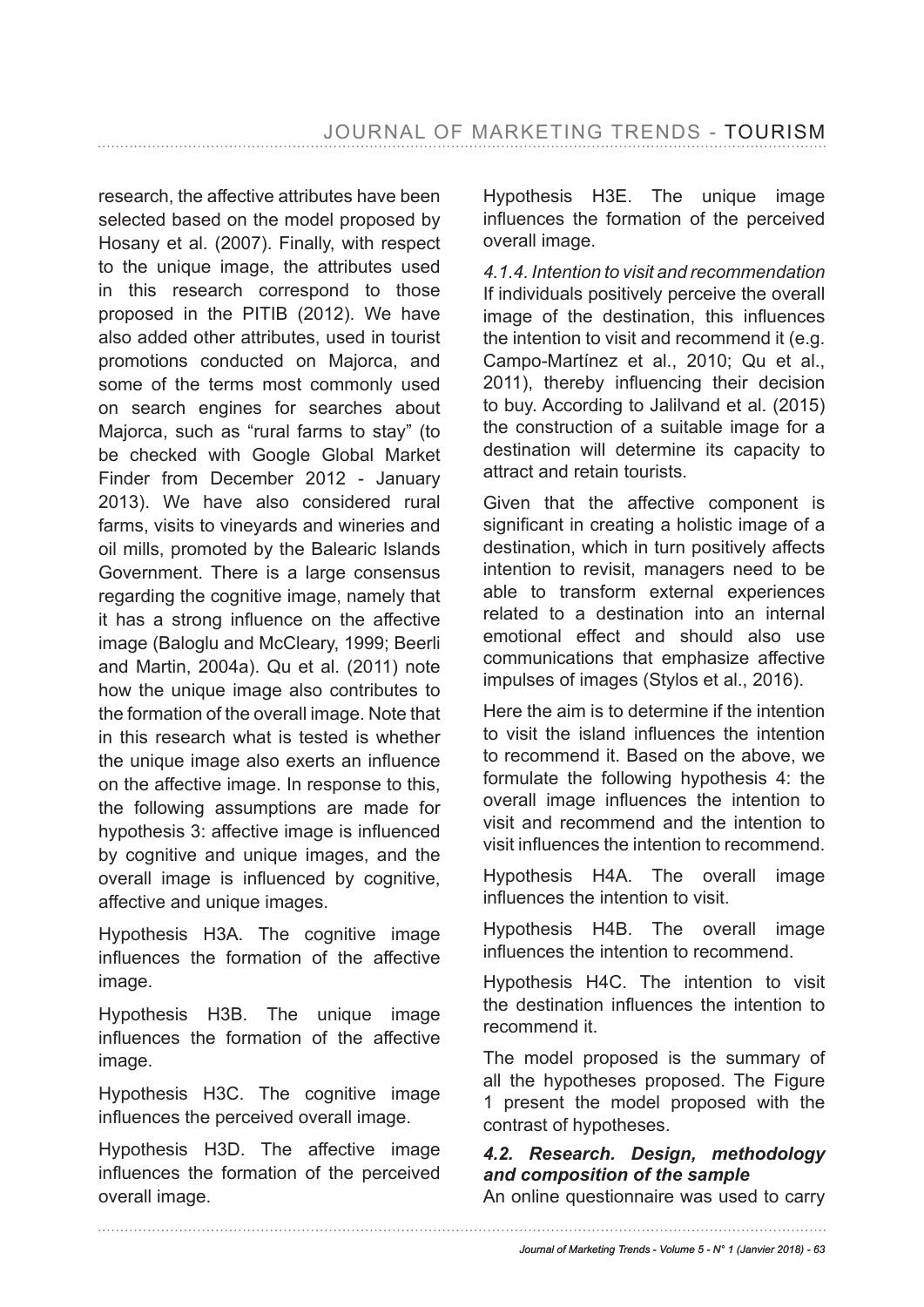research, the affective attributes have been selected based on the model proposed by Hosany et al. (2007). Finally, with respect to the unique image, the attributes used in this research correspond to those proposed in the PITIB (2012). We have also added other attributes, used in tourist promotions conducted on Majorca, and some of the terms most commonly used on search engines for searches about Majorca, such as "rural farms to stay" (to be checked with Google Global Market Finder from December 2012 - January 2013). We have also considered rural farms, visits to vineyards and wineries and oil mills, promoted by the Balearic Islands Government. There is a large consensus regarding the cognitive image, namely that it has a strong influence on the affective image (Baloglu and McCleary, 1999; Beerli and Martin, 2004a). Qu et al. (2011) note how the unique image also contributes to the formation of the overall image. Note that in this research what is tested is whether the unique image also exerts an influence on the affective image. In response to this, the following assumptions are made for hypothesis 3: affective image is influenced by cognitive and unique images, and the overall image is influenced by cognitive, affective and unique images.

Hypothesis H3A. The cognitive image influences the formation of the affective image.

Hypothesis H3B. The unique image influences the formation of the affective image.

Hypothesis H3C. The cognitive image influences the perceived overall image.

Hypothesis H3D. The affective image influences the formation of the perceived overall image.

Hypothesis H3E. The unique image influences the formation of the perceived overall image.

#### *4.1.4. Intention to visit and recommendation*

If individuals positively perceive the overall image of the destination, this influences the intention to visit and recommend it (e.g. Campo-Martínez et al., 2010; Qu et al., 2011), thereby influencing their decision to buy. According to Jalilvand et al. (2015) the construction of a suitable image for a destination will determine its capacity to attract and retain tourists.

Given that the affective component is significant in creating a holistic image of a destination, which in turn positively affects intention to revisit, managers need to be able to transform external experiences related to a destination into an internal emotional effect and should also use communications that emphasize affective impulses of images (Stylos et al., 2016).

Here the aim is to determine if the intention to visit the island influences the intention to recommend it. Based on the above, we formulate the following hypothesis 4: the overall image influences the intention to visit and recommend and the intention to visit influences the intention to recommend.

Hypothesis H4A. The overall image influences the intention to visit.

Hypothesis H4B. The overall image influences the intention to recommend.

Hypothesis H4C. The intention to visit the destination influences the intention to recommend it.

The model proposed is the summary of all the hypotheses proposed. The Figure 1 present the model proposed with the contrast of hypotheses.

### *4.2. Research. Design, methodology and composition of the sample*

An online questionnaire was used to carry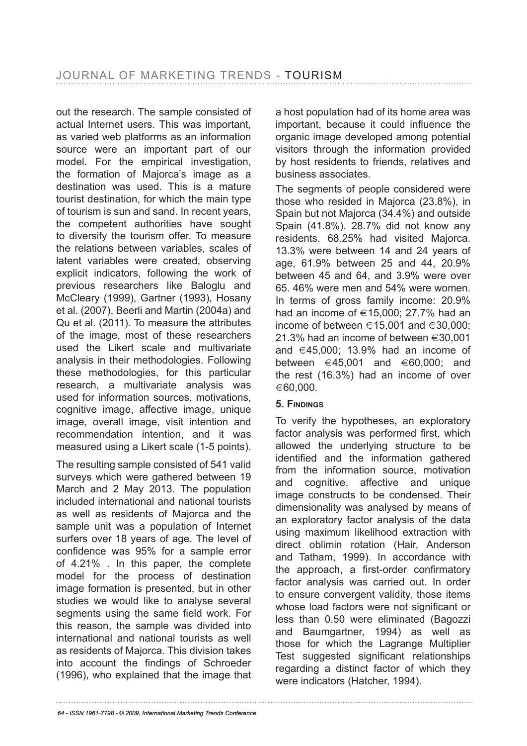out the research. The sample consisted of actual Internet users. This was important, as varied web platforms as an information source were an important part of our model. For the empirical investigation, the formation of Majorca's image as a destination was used. This is a mature tourist destination, for which the main type of tourism is sun and sand. In recent years, the competent authorities have sought to diversify the tourism offer. To measure the relations between variables, scales of latent variables were created, observing explicit indicators, following the work of previous researchers like Baloglu and McCleary (1999), Gartner (1993), Hosany et al. (2007), Beerli and Martin (2004a) and Qu et al. (2011). To measure the attributes of the image, most of these researchers used the Likert scale and multivariate analysis in their methodologies. Following these methodologies, for this particular research, a multivariate analysis was used for information sources, motivations, cognitive image, affective image, unique image, overall image, visit intention and recommendation intention, and it was measured using a Likert scale (1-5 points).

The resulting sample consisted of 541 valid surveys which were gathered between 19 March and 2 May 2013. The population included international and national tourists as well as residents of Majorca and the sample unit was a population of Internet surfers over 18 years of age. The level of confidence was 95% for a sample error of 4.21% . In this paper, the complete model for the process of destination image formation is presented, but in other studies we would like to analyse several segments using the same field work. For this reason, the sample was divided into international and national tourists as well as residents of Majorca. This division takes into account the findings of Schroeder (1996), who explained that the image that a host population had of its home area was important, because it could influence the organic image developed among potential visitors through the information provided by host residents to friends, relatives and business associates.

The segments of people considered were those who resided in Majorca (23.8%), in Spain but not Majorca (34.4%) and outside Spain (41.8%). 28.7% did not know any residents. 68.25% had visited Majorca. 13.3% were between 14 and 24 years of age, 61.9% between 25 and 44, 20.9% between 45 and 64, and 3.9% were over 65. 46% were men and 54% were women. In terms of gross family income: 20.9% had an income of €15,000; 27.7% had an income of between €15,001 and €30,000; 21.3% had an income of between €30,001 and €45,000; 13.9% had an income of between €45,001 and €60,000; and the rest (16.3%) had an income of over €60,000.

## 5. Findings

To verify the hypotheses, an exploratory factor analysis was performed first, which allowed the underlying structure to be identified and the information gathered from the information source, motivation and cognitive, affective and unique image constructs to be condensed. Their dimensionality was analysed by means of an exploratory factor analysis of the data using maximum likelihood extraction with direct oblimin rotation (Hair, Anderson and Tatham, 1999). In accordance with the approach, a first-order confirmatory factor analysis was carried out. In order to ensure convergent validity, those items whose load factors were not significant or less than 0.50 were eliminated (Bagozzi and Baumgartner, 1994) as well as those for which the Lagrange Multiplier Test suggested significant relationships regarding a distinct factor of which they were indicators (Hatcher, 1994).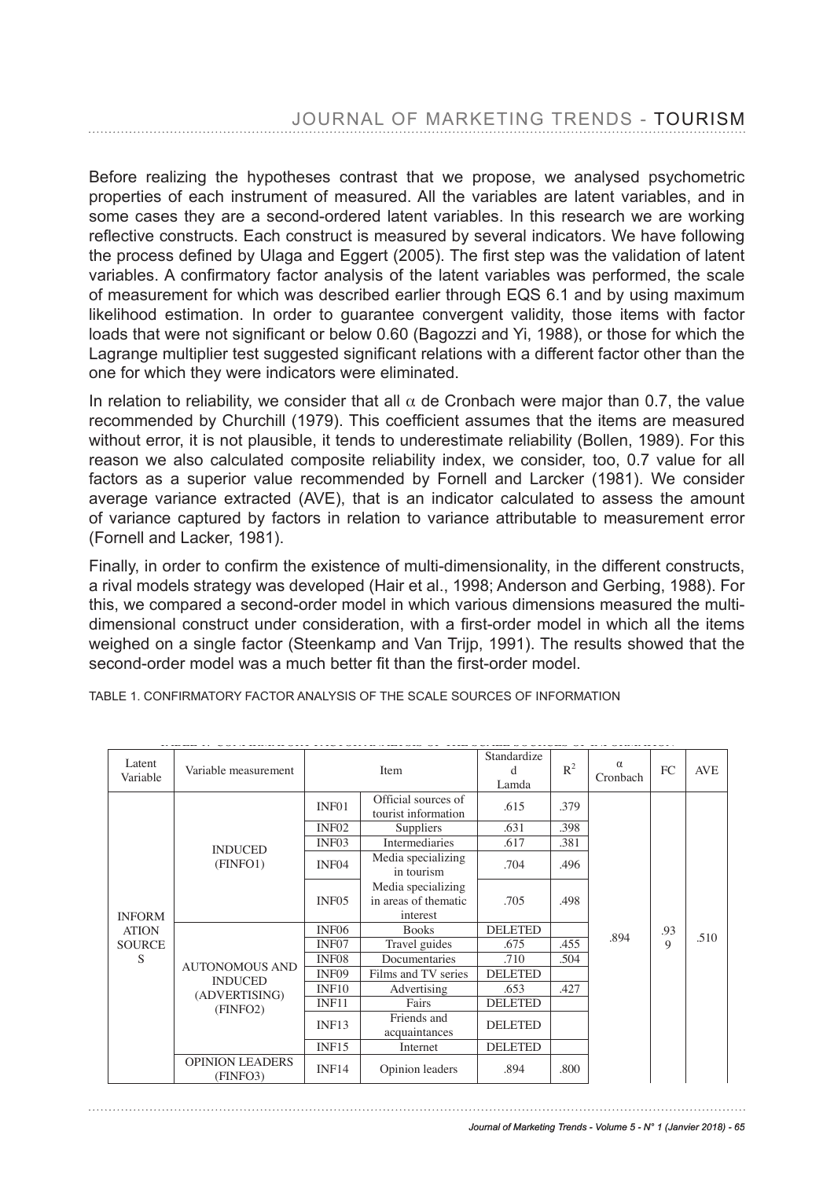Before realizing the hypotheses contrast that we propose, we analysed psychometric properties of each instrument of measured. All the variables are latent variables, and in some cases they are a second-ordered latent variables. In this research we are working reflective constructs. Each construct is measured by several indicators. We have following the process defined by Ulaga and Eggert (2005). The first step was the validation of latent variables. A confirmatory factor analysis of the latent variables was performed, the scale of measurement for which was described earlier through EQS 6.1 and by using maximum likelihood estimation. In order to guarantee convergent validity, those items with factor loads that were not significant or below 0.60 (Bagozzi and Yi, 1988), or those for which the Lagrange multiplier test suggested significant relations with a different factor other than the one for which they were indicators were eliminated.

In relation to reliability, we consider that all $\alpha$ de Cronbach were major than 0.7, the value recommended by Churchill (1979). This coefficient assumes that the items are measured without error, it is not plausible, it tends to underestimate reliability (Bollen, 1989). For this reason we also calculated composite reliability index, we consider, too, 0.7 value for all factors as a superior value recommended by Fornell and Larcker (1981). We consider average variance extracted (AVE), that is an indicator calculated to assess the amount of variance captured by factors in relation to variance attributable to measurement error (Fornell and Lacker, 1981).

Finally, in order to confirm the existence of multi-dimensionality, in the different constructs, a rival models strategy was developed (Hair et al., 1998; Anderson and Gerbing, 1988). For this, we compared a second-order model in which various dimensions measured the multi-dimensional construct under consideration, with a first-order model in which all the items weighed on a single factor (Steenkamp and Van Trijp, 1991). The results showed that the second-order model was a much better fit than the first-order model.

TABLE 1. CONFIRMATORY FACTOR ANALYSIS OF THE SCALE SOURCES OF INFORMATION

| Latent Variable | Variable measurement | Item | | Standardized Lamda | $R^2$ | α Cronbach | FC | AVE |
|---|---|---|---|---|---|---|---|---|
| INFORMATION SOURCES | INDUCED (FINFO1) | INF01 | Official sources of tourist information | .615 | .379 | .894 | .939 | .510 |
| | | INF02 | Suppliers | .631 | .398 | | | |
| | | INF03 | Intermediaries | .617 | .381 | | | |
| | | INF04 | Media specializing in tourism | .704 | .496 | | | |
| | | INF05 | Media specializing in areas of thematic interest | .705 | .498 | | | |
| | AUTONOMOUS AND INDUCED (ADVERTISING) (FINFO2) | INF06 | Books | DELETED | | | | |
| | | INF07 | Travel guides | .675 | .455 | | | |
| | | INF08 | Documentaries | .710 | .504 | | | |
| | | INF09 | Films and TV series | DELETED | | | | |
| | | INF10 | Advertising | .653 | .427 | | | |
| | | INF11 | Fairs | DELETED | | | | |
| | | INF13 | Friends and acquaintances | DELETED | | | | |
| | | INF15 | Internet | DELETED | | | | |
| | OPINION LEADERS (FINFO3) | INF14 | Opinion leaders | .894 | .800 | | | |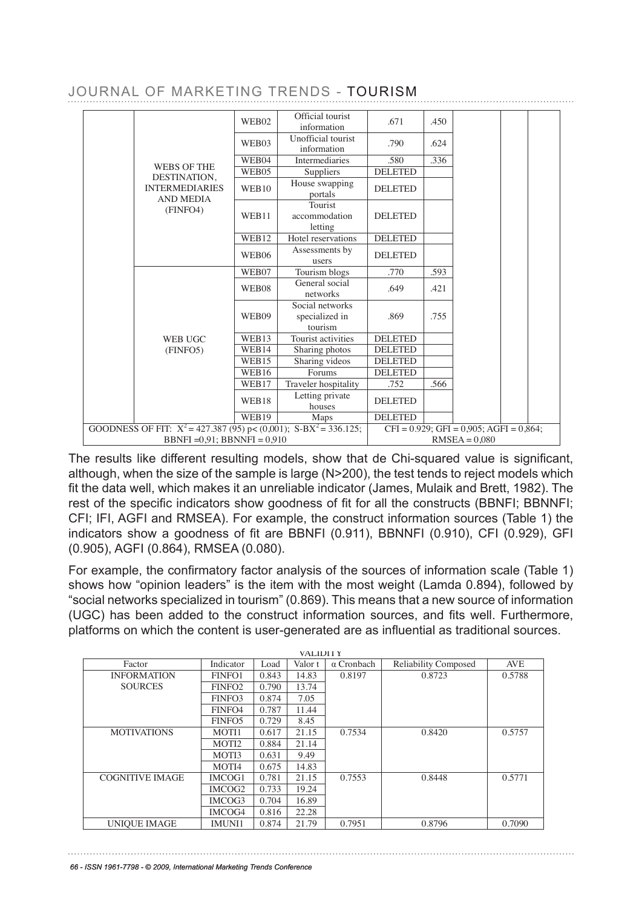| | | | | | | | | |
|---|---|---|---|---|---|---|---|---|
| | WEBS OF THE DESTINATION, INTERMEDIARIES AND MEDIA (FINFO4) | WEB02 | Official tourist information | .671 | .450 | | | |
| | | WEB03 | Unofficial tourist information | .790 | .624 | | | |
| | | WEB04 | Intermediaries | .580 | .336 | | | |
| | | WEB05 | Suppliers | DELETED | | | | |
| | | WEB10 | House swapping portals | DELETED | | | | |
| | | WEB11 | Tourist accommodation letting | DELETED | | | | |
| | | WEB12 | Hotel reservations | DELETED | | | | |
| | | WEB06 | Assessments by users | DELETED | | | | |
| | WEB UGC (FINFO5) | WEB07 | Tourism blogs | .770 | .593 | | | |
| | | WEB08 | General social networks | .649 | .421 | | | |
| | | WEB09 | Social networks specialized in tourism | .869 | .755 | | | |
| | | WEB13 | Tourist activities | DELETED | | | | |
| | | WEB14 | Sharing photos | DELETED | | | | |
| | | WEB15 | Sharing videos | DELETED | | | | |
| | | WEB16 | Forums | DELETED | | | | |
| | | WEB17 | Traveler hospitality | .752 | .566 | | | |
| | | WEB18 | Letting private houses | DELETED | | | | |
| | | WEB19 | Maps | DELETED | | | | |
| GOODNESS OF FIT: $X^2 = 427.387$ (95) p< (0,001); S-B$X^2 = 336.125$; BBNFI =0,91; BBNNFI = 0,910 | | | | CFI = 0.929; GFI = 0,905; AGFI = 0,864; RMSEA = 0,080 | | | | |

The results like different resulting models, show that de Chi-squared value is significant, although, when the size of the sample is large (N>200), the test tends to reject models which fit the data well, which makes it an unreliable indicator (James, Mulaik and Brett, 1982). The rest of the specific indicators show goodness of fit for all the constructs (BBNFI; BBNNFI; CFI; IFI, AGFI and RMSEA). For example, the construct information sources (Table 1) the indicators show a goodness of fit are BBNFI (0.911), BBNNFI (0.910), CFI (0.929), GFI (0.905), AGFI (0.864), RMSEA (0.080).

For example, the confirmatory factor analysis of the sources of information scale (Table 1) shows how "opinion leaders" is the item with the most weight (Lamda 0.894), followed by "social networks specialized in tourism" (0.869). This means that a new source of information (UGC) has been added to the construct information sources, and fits well. Furthermore, platforms on which the content is user-generated are as influential as traditional sources.

VALIDITY

| Factor | Indicator | Load | Valor t | α Cronbach | Reliability Composed | AVE |
|---|---|---|---|---|---|---|
| INFORMATION SOURCES | FINFO1 | 0.843 | 14.83 | 0.8197 | 0.8723 | 0.5788 |
| | FINFO2 | 0.790 | 13.74 | | | |
| | FINFO3 | 0.874 | 7.05 | | | |
| | FINFO4 | 0.787 | 11.44 | | | |
| | FINFO5 | 0.729 | 8.45 | | | |
| MOTIVATIONS | MOTI1 | 0.617 | 21.15 | 0.7534 | 0.8420 | 0.5757 |
| | MOTI2 | 0.884 | 21.14 | | | |
| | MOTI3 | 0.631 | 9.49 | | | |
| | MOTI4 | 0.675 | 14.83 | | | |
| COGNITIVE IMAGE | IMCOG1 | 0.781 | 21.15 | 0.7553 | 0.8448 | 0.5771 |
| | IMCOG2 | 0.733 | 19.24 | | | |
| | IMCOG3 | 0.704 | 16.89 | | | |
| | IMCOG4 | 0.816 | 22.28 | | | |
| UNIQUE IMAGE | IMUNI1 | 0.874 | 21.79 | 0.7951 | 0.8796 | 0.7090 |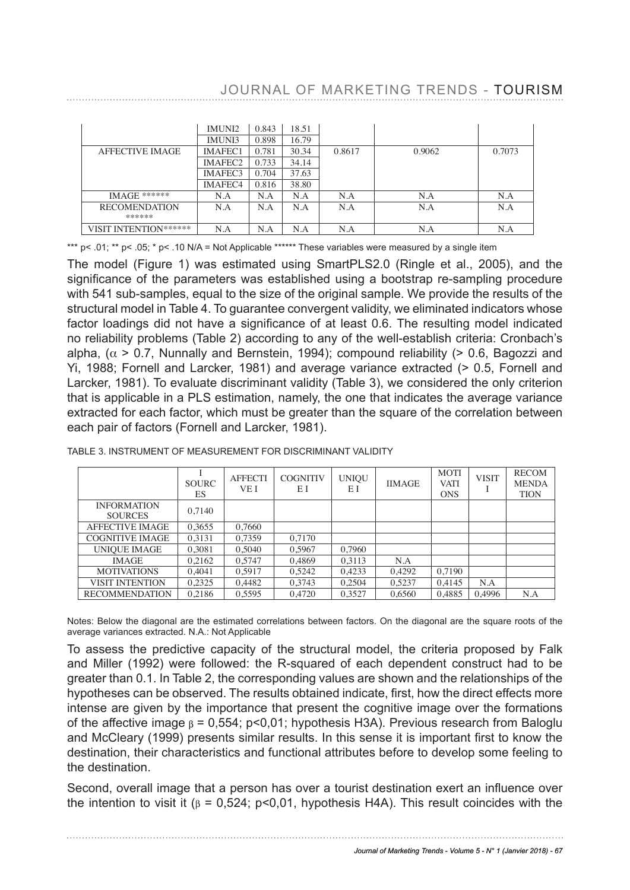|  | IMUNI2 | 0.843 | 18.51 |  |  |  |
|---|---|---|---|---|---|---|
|  | IMUNI3 | 0.898 | 16.79 |  |  |  |
| AFFECTIVE IMAGE | IMAFEC1 | 0.781 | 30.34 | 0.8617 | 0.9062 | 0.7073 |
|  | IMAFEC2 | 0.733 | 34.14 |  |  |  |
|  | IMAFEC3 | 0.704 | 37.63 |  |  |  |
|  | IMAFEC4 | 0.816 | 38.80 |  |  |  |
| IMAGE ****** | N.A | N.A | N.A | N.A | N.A | N.A |
| RECOMENDATION ****** | N.A | N.A | N.A | N.A | N.A | N.A |
| VISIT INTENTION****** | N.A | N.A | N.A | N.A | N.A | N.A |

*** p< .01; ** p< .05; * p< .10 N/A = Not Applicable ****** These variables were measured by a single item

The model (Figure 1) was estimated using SmartPLS2.0 (Ringle et al., 2005), and the significance of the parameters was established using a bootstrap re-sampling procedure with 541 sub-samples, equal to the size of the original sample. We provide the results of the structural model in Table 4. To guarantee convergent validity, we eliminated indicators whose factor loadings did not have a significance of at least 0.6. The resulting model indicated no reliability problems (Table 2) according to any of the well-establish criteria: Cronbach's alpha, ($\alpha$ > 0.7, Nunnally and Bernstein, 1994); compound reliability (> 0.6, Bagozzi and Yi, 1988; Fornell and Larcker, 1981) and average variance extracted (> 0.5, Fornell and Larcker, 1981). To evaluate discriminant validity (Table 3), we considered the only criterion that is applicable in a PLS estimation, namely, the one that indicates the average variance extracted for each factor, which must be greater than the square of the correlation between each pair of factors (Fornell and Larcker, 1981).

TABLE 3. INSTRUMENT OF MEASUREMENT FOR DISCRIMINANT VALIDITY

|  | I SOURCES | AFFECTIVE I | COGNITIVE I | UNIQUE I | IIMAGE | MOTIVATIONS | VISIT I | RECOMMENDATION |
|---|---|---|---|---|---|---|---|---|
| INFORMATION SOURCES | 0,7140 |  |  |  |  |  |  |  |
| AFFECTIVE IMAGE | 0,3655 | 0,7660 |  |  |  |  |  |  |
| COGNITIVE IMAGE | 0,3131 | 0,7359 | 0,7170 |  |  |  |  |  |
| UNIQUE IMAGE | 0,3081 | 0,5040 | 0,5967 | 0,7960 |  |  |  |  |
| IMAGE | 0,2162 | 0,5747 | 0,4869 | 0,3113 | N.A |  |  |  |
| MOTIVATIONS | 0,4041 | 0,5917 | 0,5242 | 0,4233 | 0,4292 | 0,7190 |  |  |
| VISIT INTENTION | 0,2325 | 0,4482 | 0,3743 | 0,2504 | 0,5237 | 0,4145 | N.A |  |
| RECOMMENDATION | 0,2186 | 0,5595 | 0,4720 | 0,3527 | 0,6560 | 0,4885 | 0,4996 | N.A |

Notes: Below the diagonal are the estimated correlations between factors. On the diagonal are the square roots of the average variances extracted. N.A.: Not Applicable

To assess the predictive capacity of the structural model, the criteria proposed by Falk and Miller (1992) were followed: the R-squared of each dependent construct had to be greater than 0.1. In Table 2, the corresponding values are shown and the relationships of the hypotheses can be observed. The results obtained indicate, first, how the direct effects more intense are given by the importance that present the cognitive image over the formations of the affective image $\beta$ = 0,554; p<0,01; hypothesis H3A). Previous research from Baloglu and McCleary (1999) presents similar results. In this sense it is important first to know the destination, their characteristics and functional attributes before to develop some feeling to the destination.

Second, overall image that a person has over a tourist destination exert an influence over the intention to visit it ($\beta$ = 0,524; p<0,01, hypothesis H4A). This result coincides with the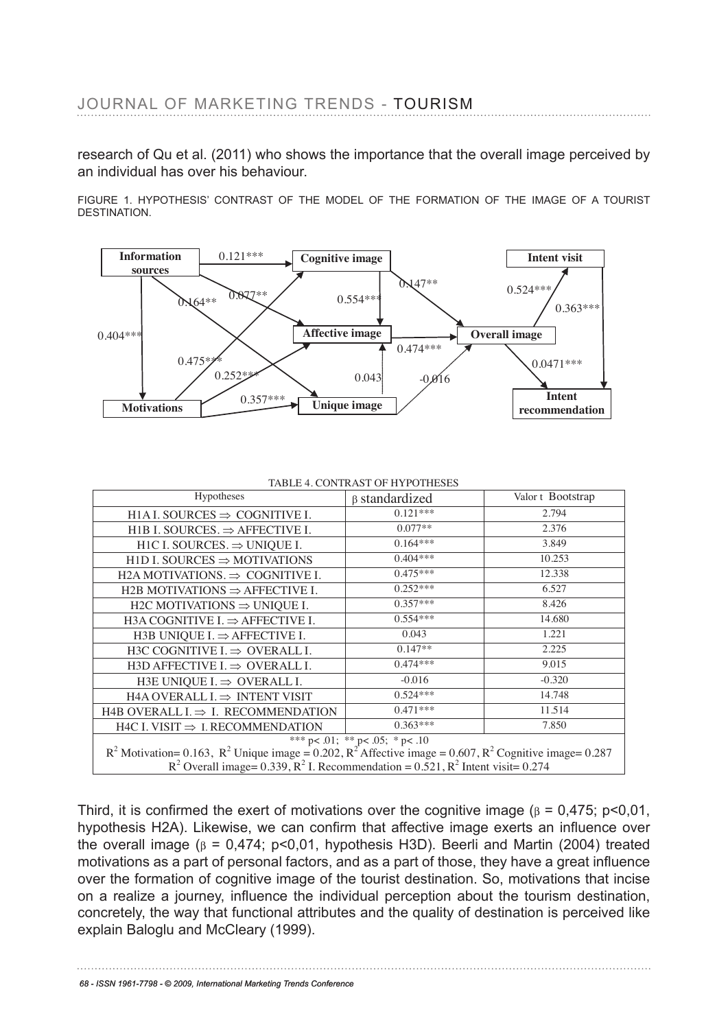research of Qu et al. (2011) who shows the importance that the overall image perceived by an individual has over his behaviour.

FIGURE 1. HYPOTHESIS' CONTRAST OF THE MODEL OF THE FORMATION OF THE IMAGE OF A TOURIST DESTINATION.

TABLE 4. CONTRAST OF HYPOTHESES

| Hypotheses | β standardized | Valor t Bootstrap |
|---|---|---|
| H1A I. SOURCES ⇒ COGNITIVE I. | 0.121*** | 2.794 |
| H1B I. SOURCES. ⇒ AFFECTIVE I. | 0.077** | 2.376 |
| H1C I. SOURCES. ⇒ UNIQUE I. | 0.164*** | 3.849 |
| H1D I. SOURCES ⇒ MOTIVATIONS | 0.404*** | 10.253 |
| H2A MOTIVATIONS. ⇒ COGNITIVE I. | 0.475*** | 12.338 |
| H2B MOTIVATIONS ⇒ AFFECTIVE I. | 0.252*** | 6.527 |
| H2C MOTIVATIONS ⇒ UNIQUE I. | 0.357*** | 8.426 |
| H3A COGNITIVE I. ⇒ AFFECTIVE I. | 0.554*** | 14.680 |
| H3B UNIQUE I. ⇒ AFFECTIVE I. | 0.043 | 1.221 |
| H3C COGNITIVE I. ⇒ OVERALL I. | 0.147** | 2.225 |
| H3D AFFECTIVE I. ⇒ OVERALL I. | 0.474*** | 9.015 |
| H3E UNIQUE I. ⇒ OVERALL I. | -0.016 | -0.320 |
| H4A OVERALL I. ⇒ INTENT VISIT | 0.524*** | 14.748 |
| H4B OVERALL I. ⇒ I. RECOMMENDATION | 0.471*** | 11.514 |
| H4C I. VISIT ⇒ I. RECOMMENDATION | 0.363*** | 7.850 |

*** $p< .01$; ** $p< .05$; * $p< .10$

$R^2$ Motivation= 0.163, $R^2$ Unique image = 0.202, $R^2$ Affective image = 0.607, $R^2$ Cognitive image= 0.287

$R^2$ Overall image= 0.339, $R^2$ I. Recommendation = 0.521, $R^2$ Intent visit= 0.274

Third, it is confirmed the exert of motivations over the cognitive image ($\beta$ = 0,475; p<0,01, hypothesis H2A). Likewise, we can confirm that affective image exerts an influence over the overall image ($\beta$ = 0,474; p<0,01, hypothesis H3D). Beerli and Martin (2004) treated motivations as a part of personal factors, and as a part of those, they have a great influence over the formation of cognitive image of the tourist destination. So, motivations that incise on a realize a journey, influence the individual perception about the tourism destination, concretely, the way that functional attributes and the quality of destination is perceived like explain Baloglu and McCleary (1999).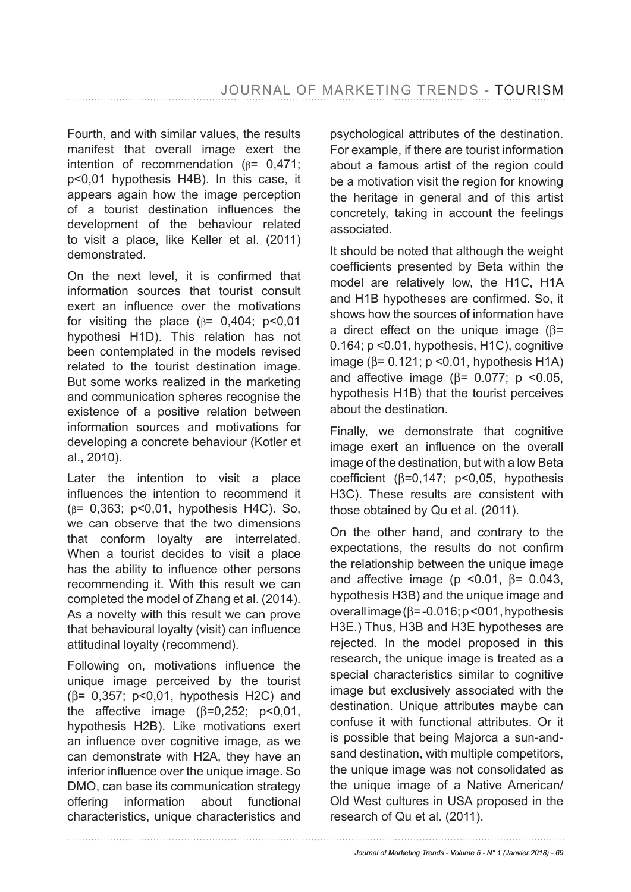Fourth, and with similar values, the results manifest that overall image exert the intention of recommendation ($\beta$= 0,471; p<0,01 hypothesis H4B). In this case, it appears again how the image perception of a tourist destination influences the development of the behaviour related to visit a place, like Keller et al. (2011) demonstrated.

On the next level, it is confirmed that information sources that tourist consult exert an influence over the motivations for visiting the place ($\beta$= 0,404; p<0,01 hypothesi H1D). This relation has not been contemplated in the models revised related to the tourist destination image. But some works realized in the marketing and communication spheres recognise the existence of a positive relation between information sources and motivations for developing a concrete behaviour (Kotler et al., 2010).

Later the intention to visit a place influences the intention to recommend it ($\beta$= 0,363; p<0,01, hypothesis H4C). So, we can observe that the two dimensions that conform loyalty are interrelated. When a tourist decides to visit a place has the ability to influence other persons recommending it. With this result we can completed the model of Zhang et al. (2014). As a novelty with this result we can prove that behavioural loyalty (visit) can influence attitudinal loyalty (recommend).

Following on, motivations influence the unique image perceived by the tourist ($\beta$= 0,357; p<0,01, hypothesis H2C) and the affective image ($\beta$=0,252; p<0,01, hypothesis H2B). Like motivations exert an influence over cognitive image, as we can demonstrate with H2A, they have an inferior influence over the unique image. So DMO, can base its communication strategy offering information about functional characteristics, unique characteristics and psychological attributes of the destination. For example, if there are tourist information about a famous artist of the region could be a motivation visit the region for knowing the heritage in general and of this artist concretely, taking in account the feelings associated.

It should be noted that although the weight coefficients presented by Beta within the model are relatively low, the H1C, H1A and H1B hypotheses are confirmed. So, it shows how the sources of information have a direct effect on the unique image ($\beta$= 0.164; p <0.01, hypothesis, H1C), cognitive image ($\beta$= 0.121; p <0.01, hypothesis H1A) and affective image ($\beta$= 0.077; p <0.05, hypothesis H1B) that the tourist perceives about the destination.

Finally, we demonstrate that cognitive image exert an influence on the overall image of the destination, but with a low Beta coefficient ($\beta$=0,147; p<0,05, hypothesis H3C). These results are consistent with those obtained by Qu et al. (2011).

On the other hand, and contrary to the expectations, the results do not confirm the relationship between the unique image and affective image (p <0.01, $\beta$= 0.043, hypothesis H3B) and the unique image and overall image ($\beta$= -0.016; p<001, hypothesis H3E.) Thus, H3B and H3E hypotheses are rejected. In the model proposed in this research, the unique image is treated as a special characteristics similar to cognitive image but exclusively associated with the destination. Unique attributes maybe can confuse it with functional attributes. Or it is possible that being Majorca a sun-and-sand destination, with multiple competitors, the unique image was not consolidated as the unique image of a Native American/ Old West cultures in USA proposed in the research of Qu et al. (2011).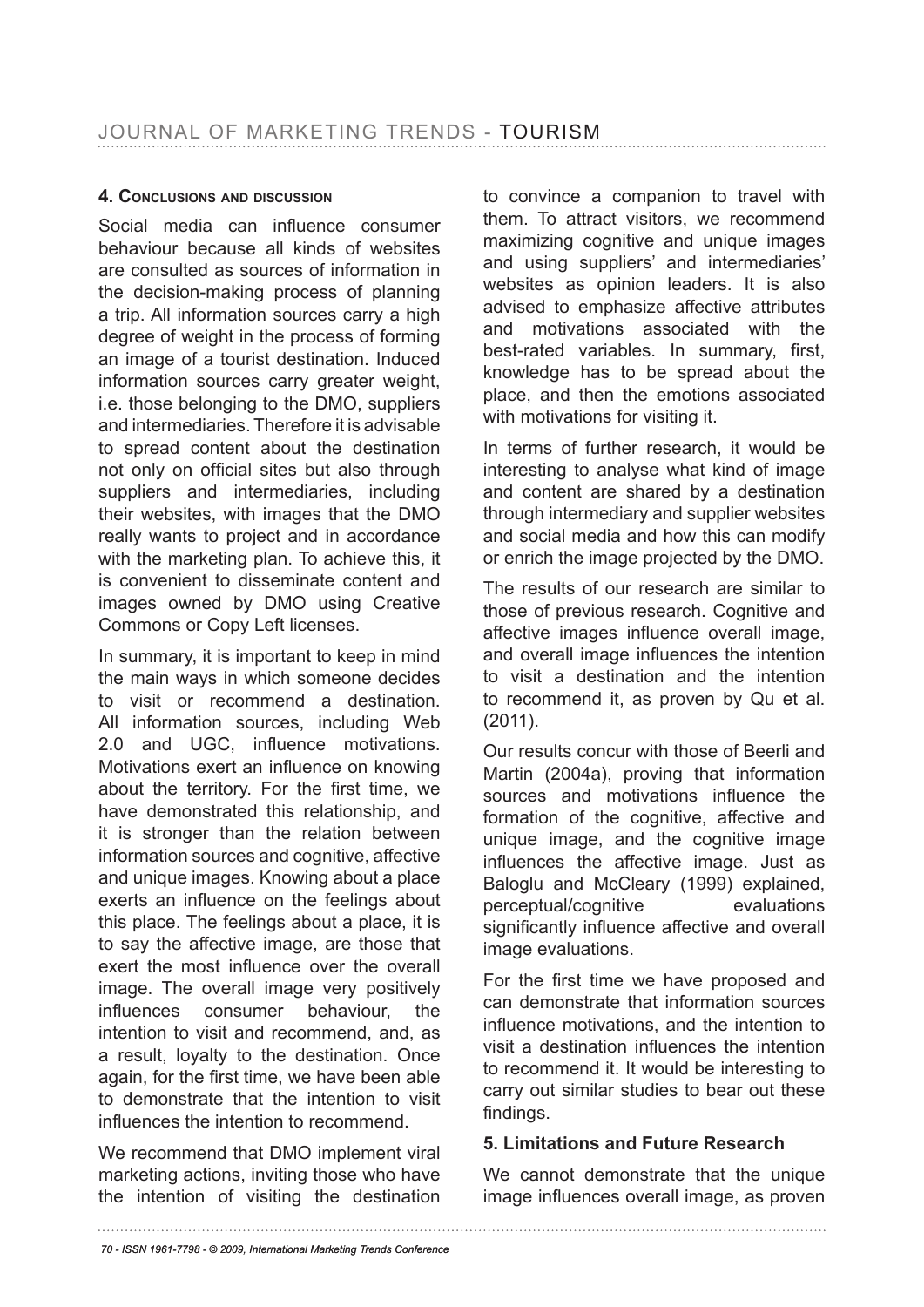## 4. Conclusions and discussion

Social media can influence consumer behaviour because all kinds of websites are consulted as sources of information in the decision-making process of planning a trip. All information sources carry a high degree of weight in the process of forming an image of a tourist destination. Induced information sources carry greater weight, i.e. those belonging to the DMO, suppliers and intermediaries. Therefore it is advisable to spread content about the destination not only on official sites but also through suppliers and intermediaries, including their websites, with images that the DMO really wants to project and in accordance with the marketing plan. To achieve this, it is convenient to disseminate content and images owned by DMO using Creative Commons or Copy Left licenses.

In summary, it is important to keep in mind the main ways in which someone decides to visit or recommend a destination. All information sources, including Web 2.0 and UGC, influence motivations. Motivations exert an influence on knowing about the territory. For the first time, we have demonstrated this relationship, and it is stronger than the relation between information sources and cognitive, affective and unique images. Knowing about a place exerts an influence on the feelings about this place. The feelings about a place, it is to say the affective image, are those that exert the most influence over the overall image. The overall image very positively influences consumer behaviour, the intention to visit and recommend, and, as a result, loyalty to the destination. Once again, for the first time, we have been able to demonstrate that the intention to visit influences the intention to recommend.

We recommend that DMO implement viral marketing actions, inviting those who have the intention of visiting the destination to convince a companion to travel with them. To attract visitors, we recommend maximizing cognitive and unique images and using suppliers' and intermediaries' websites as opinion leaders. It is also advised to emphasize affective attributes and motivations associated with the best-rated variables. In summary, first, knowledge has to be spread about the place, and then the emotions associated with motivations for visiting it.

In terms of further research, it would be interesting to analyse what kind of image and content are shared by a destination through intermediary and supplier websites and social media and how this can modify or enrich the image projected by the DMO.

The results of our research are similar to those of previous research. Cognitive and affective images influence overall image, and overall image influences the intention to visit a destination and the intention to recommend it, as proven by Qu et al. (2011).

Our results concur with those of Beerli and Martin (2004a), proving that information sources and motivations influence the formation of the cognitive, affective and unique image, and the cognitive image influences the affective image. Just as Baloglu and McCleary (1999) explained, perceptual/cognitive evaluations significantly influence affective and overall image evaluations.

For the first time we have proposed and can demonstrate that information sources influence motivations, and the intention to visit a destination influences the intention to recommend it. It would be interesting to carry out similar studies to bear out these findings.

## 5. Limitations and Future Research

We cannot demonstrate that the unique image influences overall image, as proven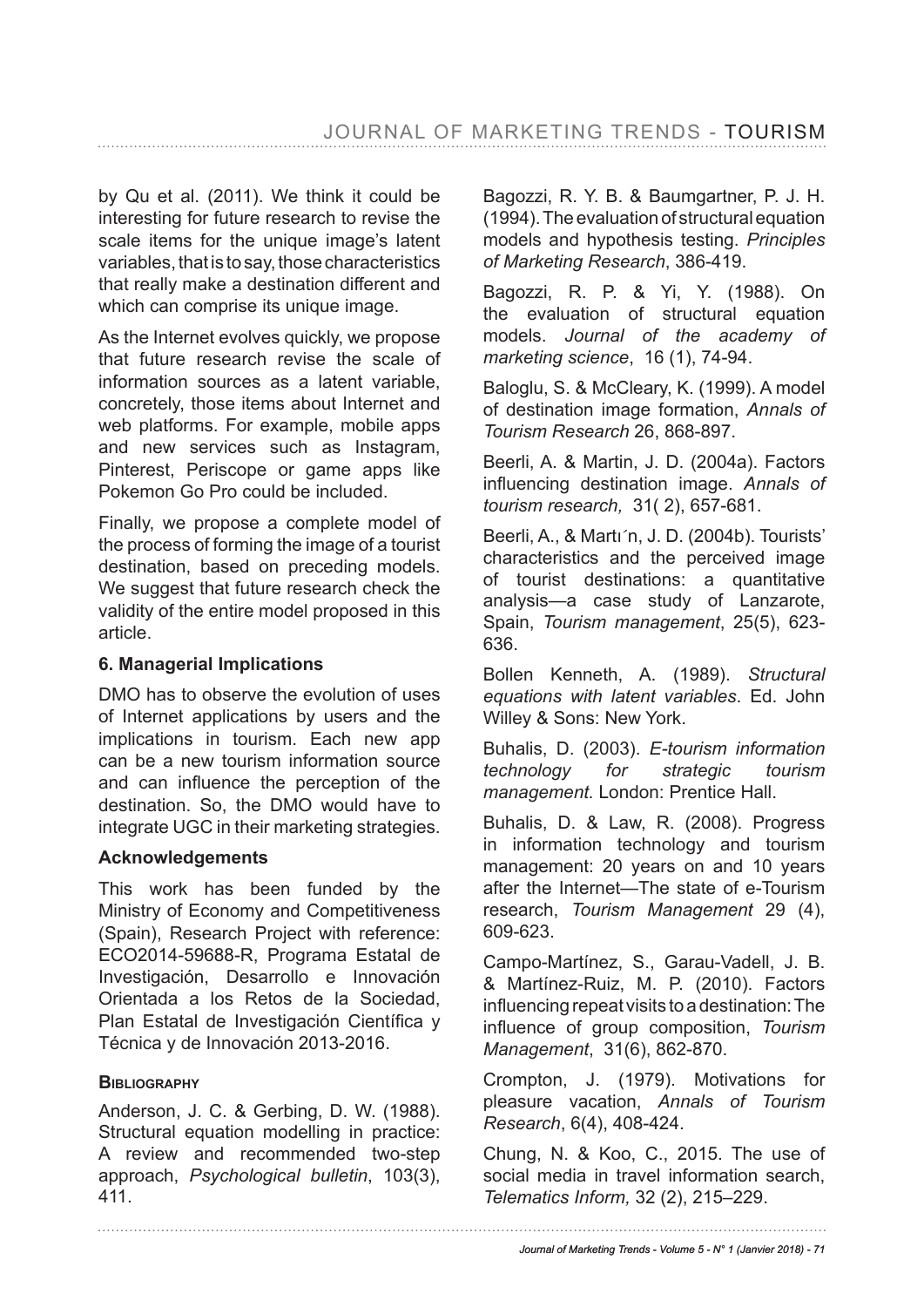by Qu et al. (2011). We think it could be interesting for future research to revise the scale items for the unique image's latent variables, that is to say, those characteristics that really make a destination different and which can comprise its unique image.

As the Internet evolves quickly, we propose that future research revise the scale of information sources as a latent variable, concretely, those items about Internet and web platforms. For example, mobile apps and new services such as Instagram, Pinterest, Periscope or game apps like Pokemon Go Pro could be included.

Finally, we propose a complete model of the process of forming the image of a tourist destination, based on preceding models. We suggest that future research check the validity of the entire model proposed in this article.

## 6. Managerial Implications

DMO has to observe the evolution of uses of Internet applications by users and the implications in tourism. Each new app can be a new tourism information source and can influence the perception of the destination. So, the DMO would have to integrate UGC in their marketing strategies.

## Acknowledgements

This work has been funded by the Ministry of Economy and Competitiveness (Spain), Research Project with reference: ECO2014-59688-R, Programa Estatal de Investigación, Desarrollo e Innovación Orientada a los Retos de la Sociedad, Plan Estatal de Investigación Científica y Técnica y de Innovación 2013-2016.

## Bibliography

Anderson, J. C. & Gerbing, D. W. (1988). Structural equation modelling in practice: A review and recommended two-step approach, *Psychological bulletin*, 103(3), 411.

Bagozzi, R. Y. B. & Baumgartner, P. J. H. (1994). The evaluation of structural equation models and hypothesis testing. *Principles of Marketing Research*, 386-419.

Bagozzi, R. P. & Yi, Y. (1988). On the evaluation of structural equation models. *Journal of the academy of marketing science*, 16 (1), 74-94.

Baloglu, S. & McCleary, K. (1999). A model of destination image formation, *Annals of Tourism Research* 26, 868-897.

Beerli, A. & Martin, J. D. (2004a). Factors influencing destination image. *Annals of tourism research,* 31( 2), 657-681.

Beerli, A., & Martı´n, J. D. (2004b). Tourists' characteristics and the perceived image of tourist destinations: a quantitative analysis—a case study of Lanzarote, Spain, *Tourism management*, 25(5), 623-636.

Bollen Kenneth, A. (1989). *Structural equations with latent variables*. Ed. John Willey & Sons: New York.

Buhalis, D. (2003). *E-tourism information technology for strategic tourism management.* London: Prentice Hall.

Buhalis, D. & Law, R. (2008). Progress in information technology and tourism management: 20 years on and 10 years after the Internet—The state of e-Tourism research, *Tourism Management* 29 (4), 609-623.

Campo-Martínez, S., Garau-Vadell, J. B. & Martínez-Ruiz, M. P. (2010). Factors influencing repeat visits to a destination: The influence of group composition, *Tourism Management*, 31(6), 862-870.

Crompton, J. (1979). Motivations for pleasure vacation, *Annals of Tourism Research*, 6(4), 408-424.

Chung, N. & Koo, C., 2015. The use of social media in travel information search, *Telematics Inform,* 32 (2), 215–229.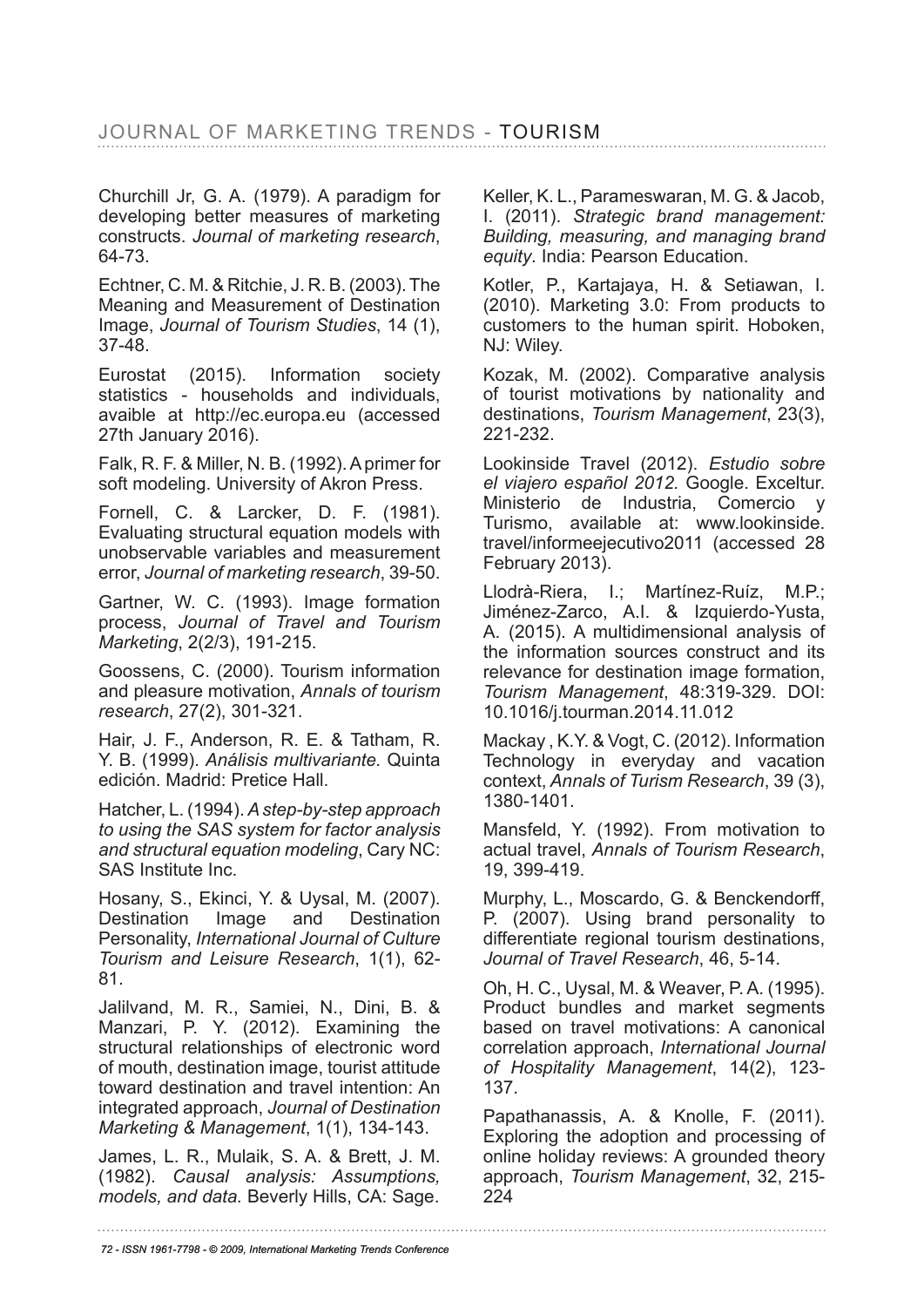Churchill Jr, G. A. (1979). A paradigm for developing better measures of marketing constructs. *Journal of marketing research*, 64-73.

Echtner, C. M. & Ritchie, J. R. B. (2003). The Meaning and Measurement of Destination Image, *Journal of Tourism Studies*, 14 (1), 37-48.

Eurostat (2015). Information society statistics - households and individuals, avaible at http://ec.europa.eu (accessed 27th January 2016).

Falk, R. F. & Miller, N. B. (1992). A primer for soft modeling. University of Akron Press.

Fornell, C. & Larcker, D. F. (1981). Evaluating structural equation models with unobservable variables and measurement error, *Journal of marketing research*, 39-50.

Gartner, W. C. (1993). Image formation process, *Journal of Travel and Tourism Marketing*, 2(2/3), 191-215.

Goossens, C. (2000). Tourism information and pleasure motivation, *Annals of tourism research*, 27(2), 301-321.

Hair, J. F., Anderson, R. E. & Tatham, R. Y. B. (1999). *Análisis multivariante.* Quinta edición. Madrid: Pretice Hall.

Hatcher, L. (1994). *A step-by-step approach to using the SAS system for factor analysis and structural equation modeling*, Cary NC: SAS Institute Inc.

Hosany, S., Ekinci, Y. & Uysal, M. (2007). Destination Image and Destination Personality, *International Journal of Culture Tourism and Leisure Research*, 1(1), 62-81.

Jalilvand, M. R., Samiei, N., Dini, B. & Manzari, P. Y. (2012). Examining the structural relationships of electronic word of mouth, destination image, tourist attitude toward destination and travel intention: An integrated approach, *Journal of Destination Marketing & Management*, 1(1), 134-143.

James, L. R., Mulaik, S. A. & Brett, J. M. (1982). *Causal analysis: Assumptions, models, and data.* Beverly Hills, CA: Sage.

Keller, K. L., Parameswaran, M. G. & Jacob, I. (2011). *Strategic brand management: Building, measuring, and managing brand equity*. India: Pearson Education.

Kotler, P., Kartajaya, H. & Setiawan, I. (2010). Marketing 3.0: From products to customers to the human spirit. Hoboken, NJ: Wiley.

Kozak, M. (2002). Comparative analysis of tourist motivations by nationality and destinations, *Tourism Management*, 23(3), 221-232.

Lookinside Travel (2012). *Estudio sobre el viajero español 2012.* Google. Exceltur. Ministerio de Industria, Comercio y Turismo, available at: www.lookinside.travel/informeejecutivo2011 (accessed 28 February 2013).

Llodrà-Riera, I.; Martínez-Ruíz, M.P.; Jiménez-Zarco, A.I. & Izquierdo-Yusta, A. (2015). A multidimensional analysis of the information sources construct and its relevance for destination image formation, *Tourism Management*, 48:319-329. DOI: 10.1016/j.tourman.2014.11.012

Mackay , K.Y. & Vogt, C. (2012). Information Technology in everyday and vacation context, *Annals of Turism Research*, 39 (3), 1380-1401.

Mansfeld, Y. (1992). From motivation to actual travel, *Annals of Tourism Research*, 19, 399-419.

Murphy, L., Moscardo, G. & Benckendorff, P. (2007). Using brand personality to differentiate regional tourism destinations, *Journal of Travel Research*, 46, 5-14.

Oh, H. C., Uysal, M. & Weaver, P. A. (1995). Product bundles and market segments based on travel motivations: A canonical correlation approach, *International Journal of Hospitality Management*, 14(2), 123-137.

Papathanassis, A. & Knolle, F. (2011). Exploring the adoption and processing of online holiday reviews: A grounded theory approach, *Tourism Management*, 32, 215-224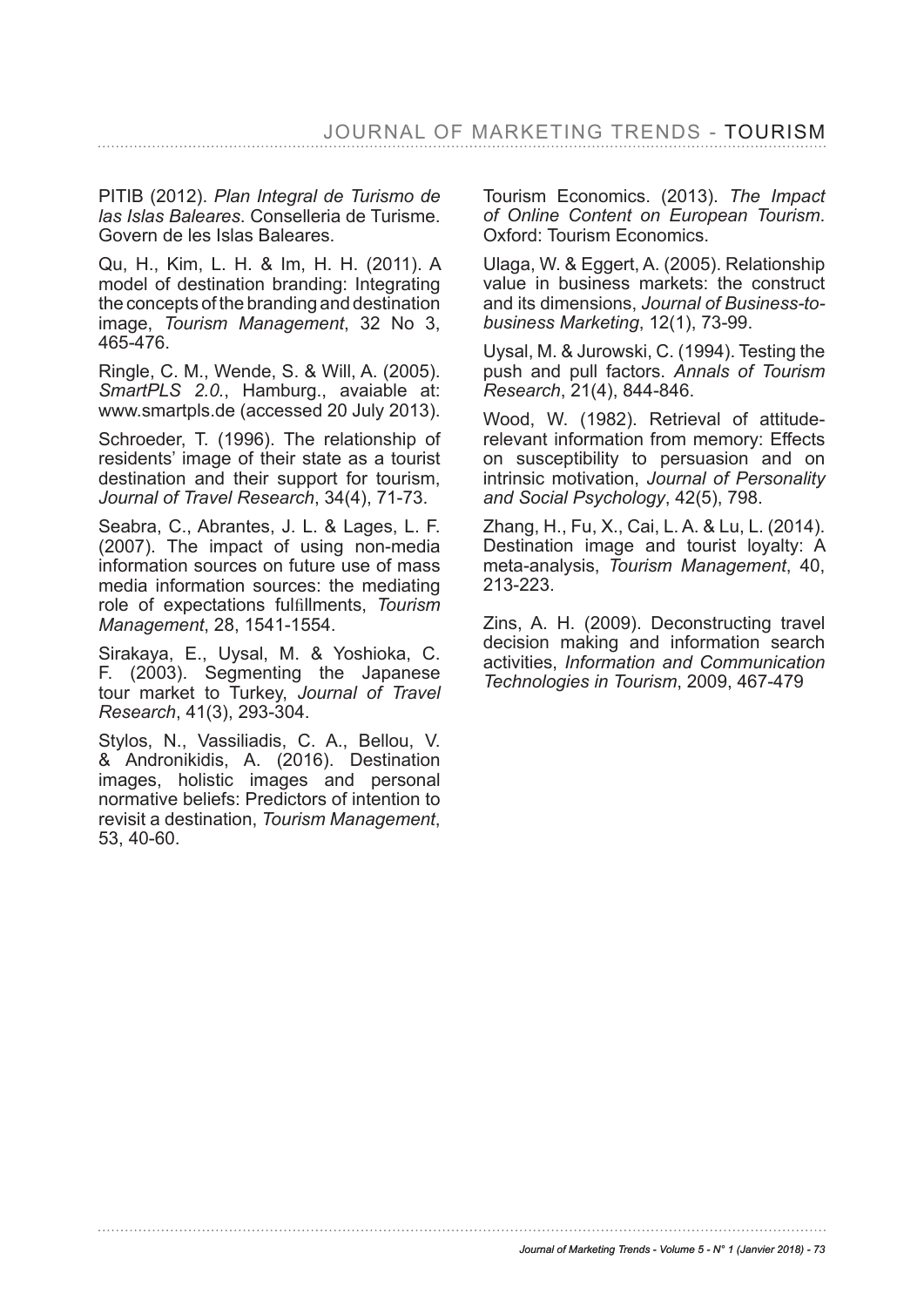PITIB (2012). *Plan Integral de Turismo de las Islas Baleares*. Conselleria de Turisme. Govern de les Islas Baleares.

Qu, H., Kim, L. H. & Im, H. H. (2011). A model of destination branding: Integrating the concepts of the branding and destination image, *Tourism Management*, 32 No 3, 465-476.

Ringle, C. M., Wende, S. & Will, A. (2005). *SmartPLS 2.0.*, Hamburg., avaiable at: www.smartpls.de (accessed 20 July 2013).

Schroeder, T. (1996). The relationship of residents' image of their state as a tourist destination and their support for tourism, *Journal of Travel Research*, 34(4), 71-73.

Seabra, C., Abrantes, J. L. & Lages, L. F. (2007). The impact of using non-media information sources on future use of mass media information sources: the mediating role of expectations fulfillments, *Tourism Management*, 28, 1541-1554.

Sirakaya, E., Uysal, M. & Yoshioka, C. F. (2003). Segmenting the Japanese tour market to Turkey, *Journal of Travel Research*, 41(3), 293-304.

Stylos, N., Vassiliadis, C. A., Bellou, V. & Andronikidis, A. (2016). Destination images, holistic images and personal normative beliefs: Predictors of intention to revisit a destination, *Tourism Management*, 53, 40-60.

Tourism Economics. (2013). *The Impact of Online Content on European Tourism*. Oxford: Tourism Economics.

Ulaga, W. & Eggert, A. (2005). Relationship value in business markets: the construct and its dimensions, *Journal of Business-to-business Marketing*, 12(1), 73-99.

Uysal, M. & Jurowski, C. (1994). Testing the push and pull factors. *Annals of Tourism Research*, 21(4), 844-846.

Wood, W. (1982). Retrieval of attitude-relevant information from memory: Effects on susceptibility to persuasion and on intrinsic motivation, *Journal of Personality and Social Psychology*, 42(5), 798.

Zhang, H., Fu, X., Cai, L. A. & Lu, L. (2014). Destination image and tourist loyalty: A meta-analysis, *Tourism Management*, 40, 213-223.

Zins, A. H. (2009). Deconstructing travel decision making and information search activities, *Information and Communication Technologies in Tourism*, 2009, 467-479